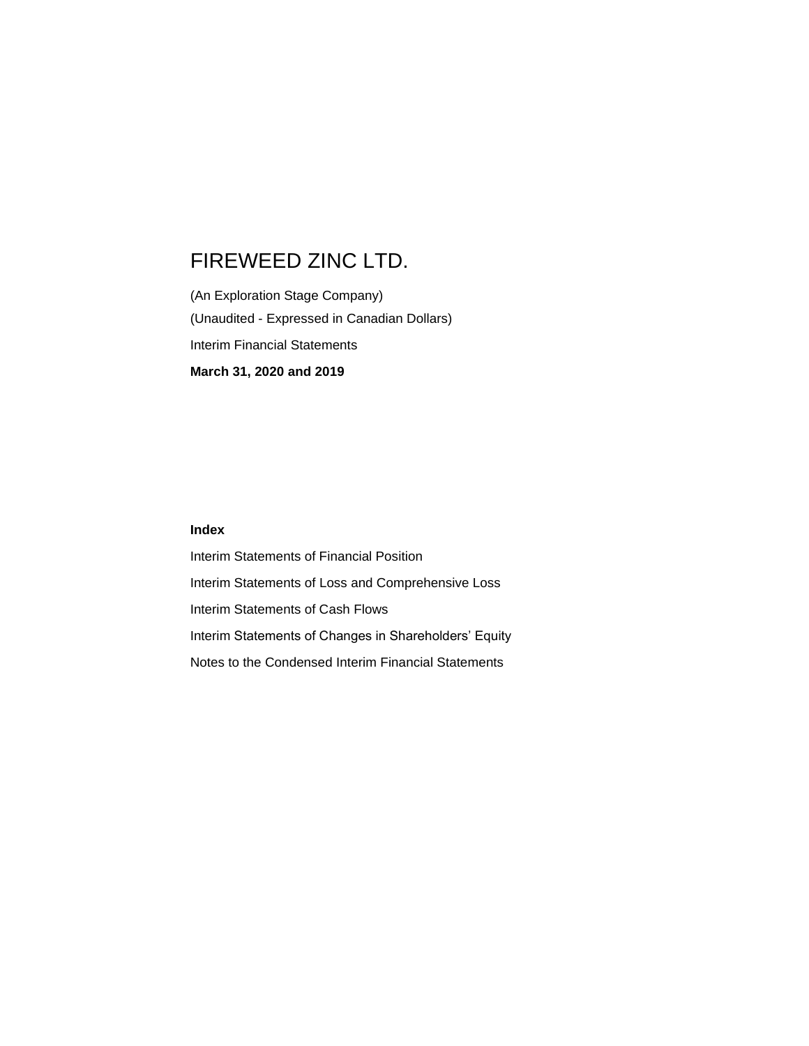# FIREWEED ZINC LTD.

(An Exploration Stage Company)

(Unaudited - Expressed in Canadian Dollars)

Interim Financial Statements

**March 31, 2020 and 2019**

**Index**

Interim Statements of Financial Position

Interim Statements of Loss and Comprehensive Loss

Interim Statements of Cash Flows

Interim Statements of Changes in Shareholders' Equity

Notes to the Condensed Interim Financial Statements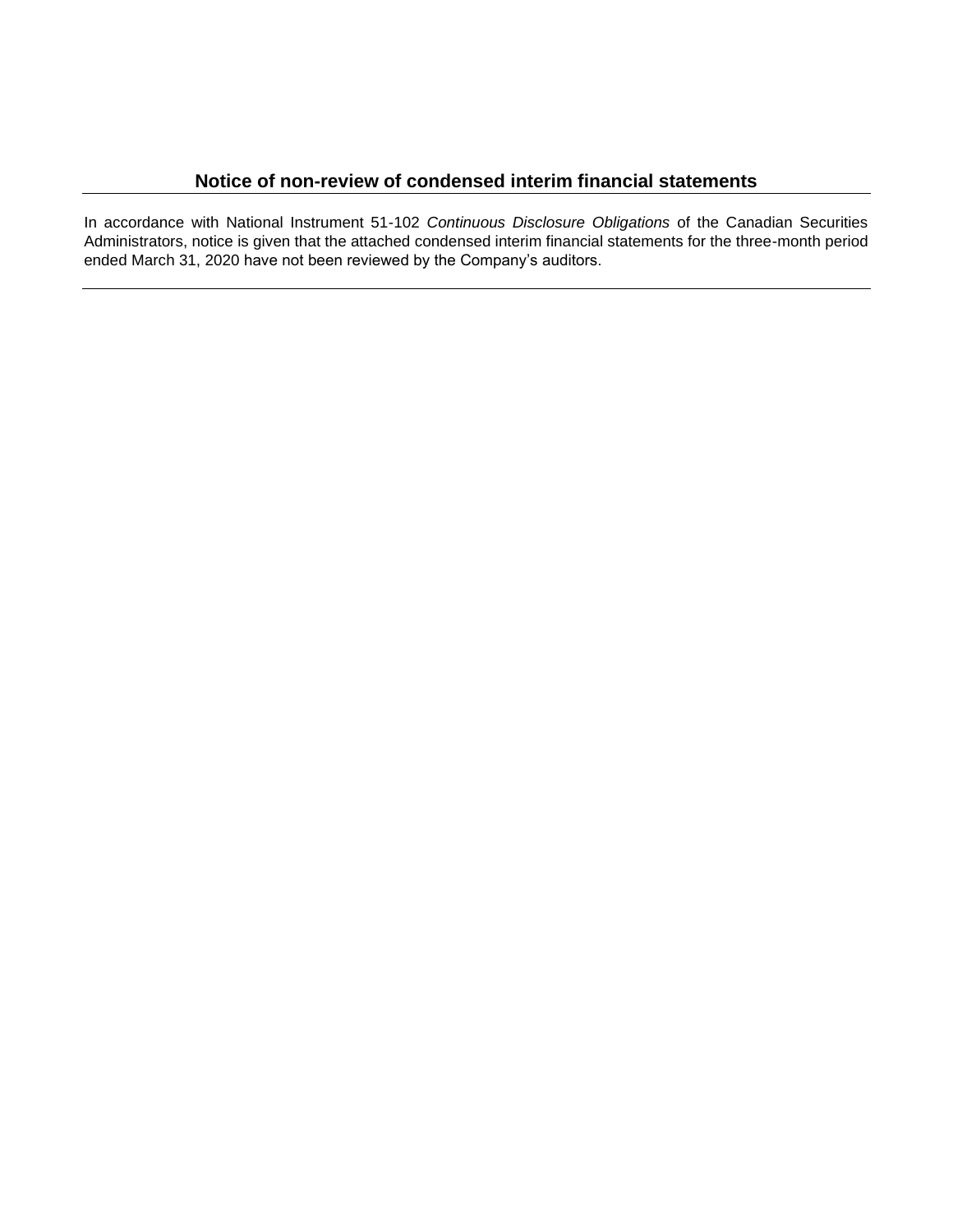## Notice of non-review of condensed interim financial statements

In accordance with National Instrument 51-102 *Continuous Disclosure Obligations* of the Canadian Securities Administrators, notice is given that the attached condensed interim financial statements for the three-month period ended March 31, 2020 have not been reviewed by the Company's auditors.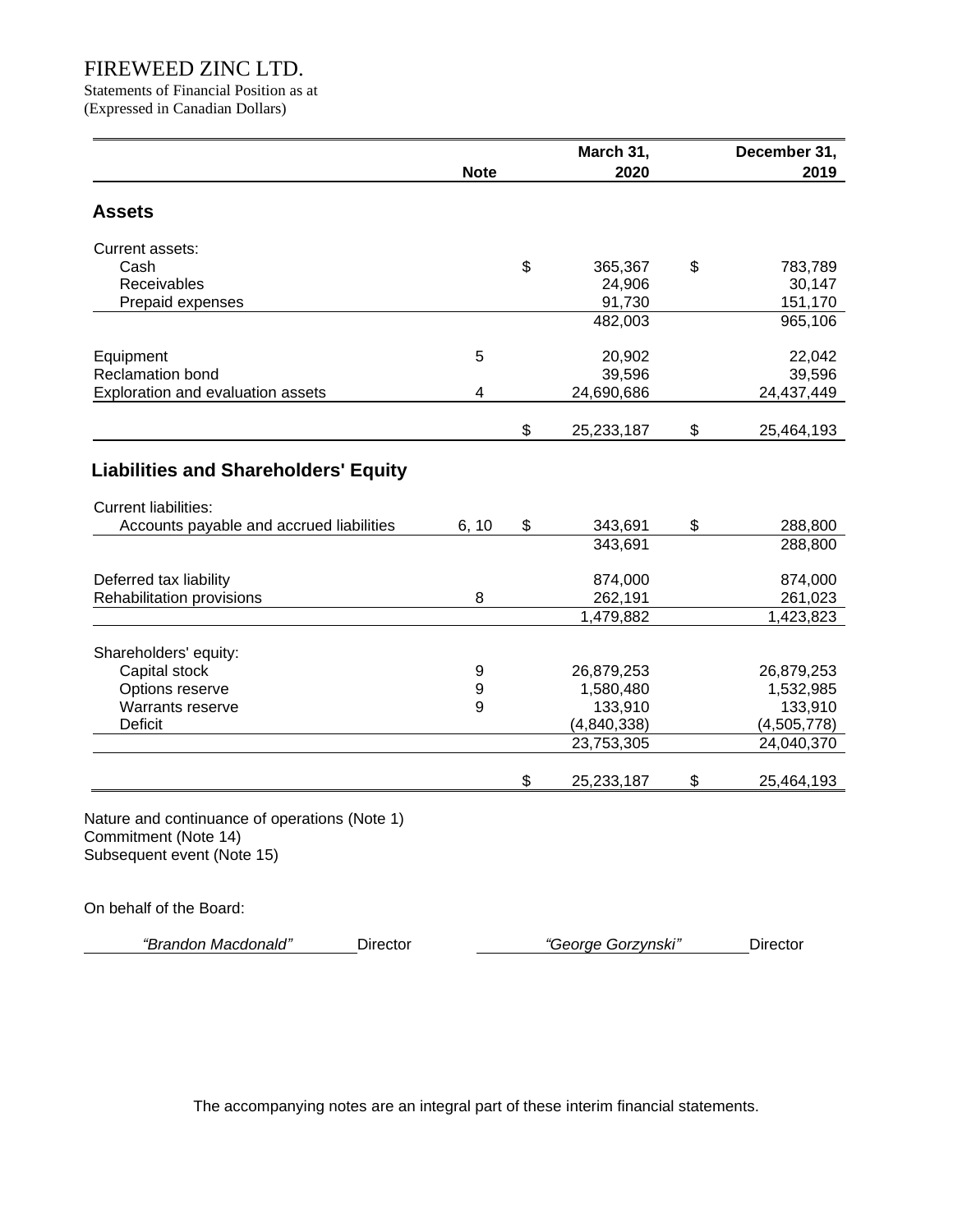# FIREWEED ZINC LTD.

Statements of Financial Position as at
(Expressed in Canadian Dollars)

| | Note | March 31, 2020 | December 31, 2019 |
|---|---|---|---|
| **Assets** | | | |
| Current assets: | | | |
| Cash | | $ 365,367 | $ 783,789 |
| Receivables | | 24,906 | 30,147 |
| Prepaid expenses | | 91,730 | 151,170 |
| | | 482,003 | 965,106 |
| Equipment | 5 | 20,902 | 22,042 |
| Reclamation bond | | 39,596 | 39,596 |
| Exploration and evaluation assets | 4 | 24,690,686 | 24,437,449 |
| | | $ 25,233,187 | $ 25,464,193 |
| **Liabilities and Shareholders' Equity** | | | |
| Current liabilities: | | | |
| Accounts payable and accrued liabilities | 6, 10 | $ 343,691 | $ 288,800 |
| | | 343,691 | 288,800 |
| Deferred tax liability | | 874,000 | 874,000 |
| Rehabilitation provisions | 8 | 262,191 | 261,023 |
| | | 1,479,882 | 1,423,823 |
| Shareholders' equity: | | | |
| Capital stock | 9 | 26,879,253 | 26,879,253 |
| Options reserve | 9 | 1,580,480 | 1,532,985 |
| Warrants reserve | 9 | 133,910 | 133,910 |
| Deficit | | (4,840,338) | (4,505,778) |
| | | 23,753,305 | 24,040,370 |
| | | $ 25,233,187 | $ 25,464,193 |

Nature and continuance of operations (Note 1)
Commitment (Note 14)
Subsequent event (Note 15)

On behalf of the Board:

*"Brandon Macdonald"* Director

*"George Gorzynski"* Director

The accompanying notes are an integral part of these interim financial statements.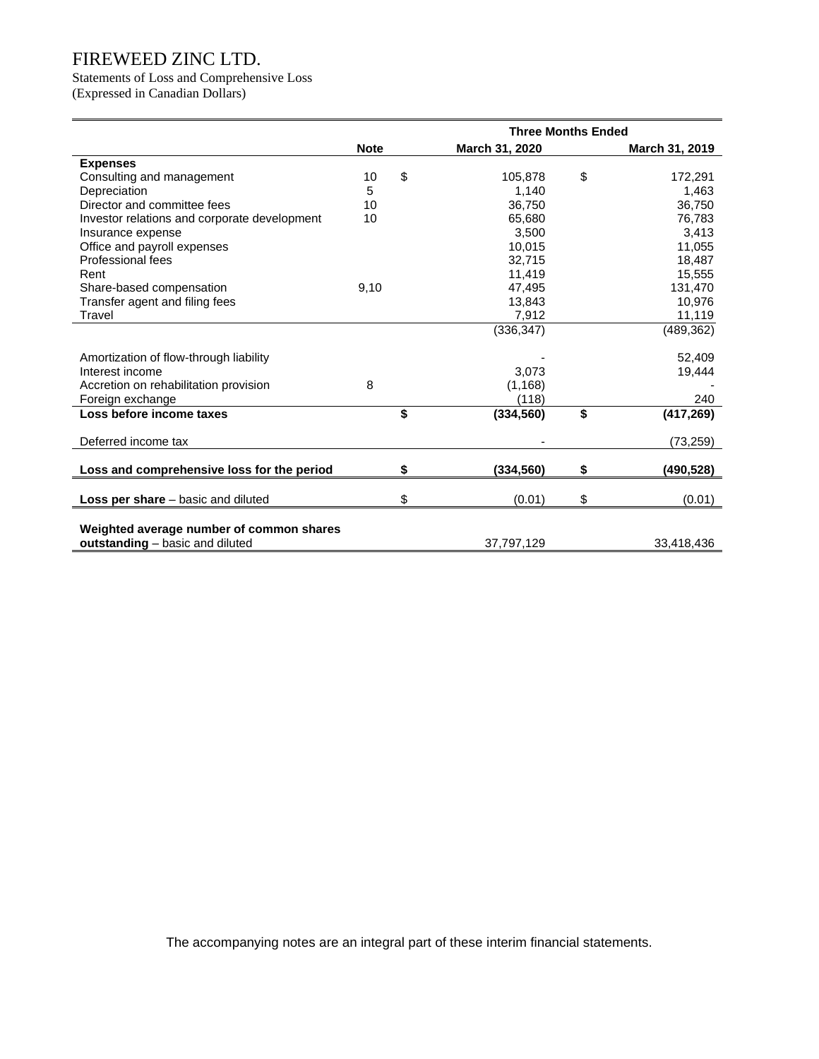# FIREWEED ZINC LTD.

Statements of Loss and Comprehensive Loss
(Expressed in Canadian Dollars)

| | Note | Three Months Ended March 31, 2020 | Three Months Ended March 31, 2019 |
|---|---|---|---|
| **Expenses** | | | |
| Consulting and management | 10 | $ 105,878 | $ 172,291 |
| Depreciation | 5 | 1,140 | 1,463 |
| Director and committee fees | 10 | 36,750 | 36,750 |
| Investor relations and corporate development | 10 | 65,680 | 76,783 |
| Insurance expense | | 3,500 | 3,413 |
| Office and payroll expenses | | 10,015 | 11,055 |
| Professional fees | | 32,715 | 18,487 |
| Rent | | 11,419 | 15,555 |
| Share-based compensation | 9,10 | 47,495 | 131,470 |
| Transfer agent and filing fees | | 13,843 | 10,976 |
| Travel | | 7,912 | 11,119 |
| | | (336,347) | (489,362) |
| Amortization of flow-through liability | | - | 52,409 |
| Interest income | | 3,073 | 19,444 |
| Accretion on rehabilitation provision | 8 | (1,168) | - |
| Foreign exchange | | (118) | 240 |
| **Loss before income taxes** | | **$ (334,560)** | **$ (417,269)** |
| Deferred income tax | | - | (73,259) |
| **Loss and comprehensive loss for the period** | | **$ (334,560)** | **$ (490,528)** |
| **Loss per share** – basic and diluted | | $ (0.01) | $ (0.01) |
| **Weighted average number of common shares outstanding** – basic and diluted | | 37,797,129 | 33,418,436 |

The accompanying notes are an integral part of these interim financial statements.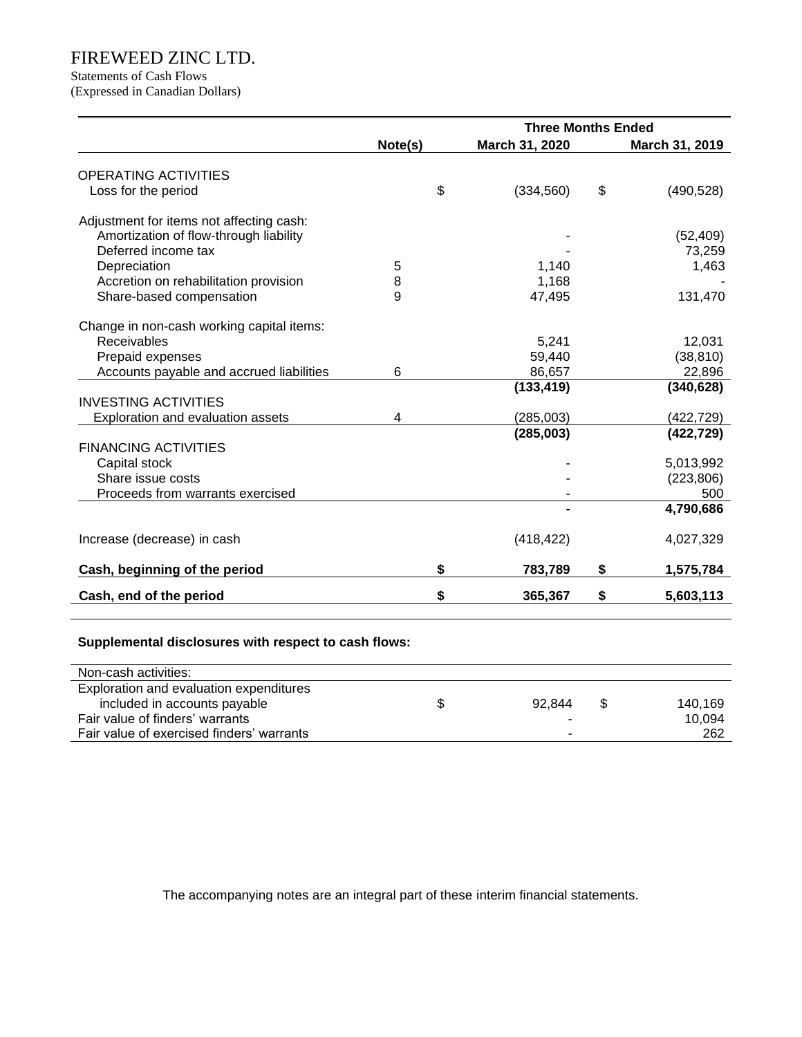# FIREWEED ZINC LTD.

Statements of Cash Flows
(Expressed in Canadian Dollars)

| | Note(s) | Three Months Ended March 31, 2020 | Three Months Ended March 31, 2019 |
|---|---|---|---|
| OPERATING ACTIVITIES | | | |
| Loss for the period | | $ (334,560) | $ (490,528) |
| Adjustment for items not affecting cash: | | | |
| Amortization of flow-through liability | | - | (52,409) |
| Deferred income tax | | - | 73,259 |
| Depreciation | 5 | 1,140 | 1,463 |
| Accretion on rehabilitation provision | 8 | 1,168 | - |
| Share-based compensation | 9 | 47,495 | 131,470 |
| Change in non-cash working capital items: | | | |
| Receivables | | 5,241 | 12,031 |
| Prepaid expenses | | 59,440 | (38,810) |
| Accounts payable and accrued liabilities | 6 | 86,657 | 22,896 |
| | | **(133,419)** | **(340,628)** |
| INVESTING ACTIVITIES | | | |
| Exploration and evaluation assets | 4 | (285,003) | (422,729) |
| | | **(285,003)** | **(422,729)** |
| FINANCING ACTIVITIES | | | |
| Capital stock | | - | 5,013,992 |
| Share issue costs | | - | (223,806) |
| Proceeds from warrants exercised | | - | 500 |
| | | **-** | **4,790,686** |
| Increase (decrease) in cash | | (418,422) | 4,027,329 |
| **Cash, beginning of the period** | | **$ 783,789** | **$ 1,575,784** |
| **Cash, end of the period** | | **$ 365,367** | **$ 5,603,113** |

**Supplemental disclosures with respect to cash flows:**

| Non-cash activities: | | |
|---|---|---|
| Exploration and evaluation expenditures included in accounts payable | $ 92,844 | $ 140,169 |
| Fair value of finders' warrants | - | 10,094 |
| Fair value of exercised finders' warrants | - | 262 |

The accompanying notes are an integral part of these interim financial statements.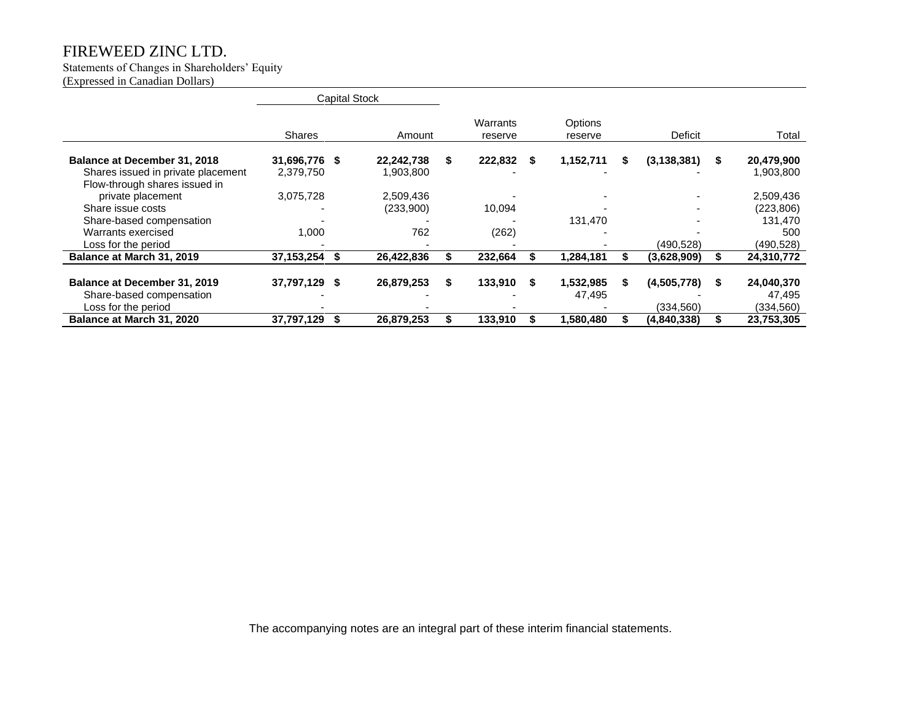# FIREWEED ZINC LTD.

Statements of Changes in Shareholders' Equity
(Expressed in Canadian Dollars)

| | Capital Stock | | | | |
|---|---|---|---|---|---|---|
| | Shares | Amount | Warrants reserve | Options reserve | Deficit | Total |
| **Balance at December 31, 2018** | **31,696,776** | **$ 22,242,738** | **$ 222,832** | **$ 1,152,711** | **$ (3,138,381)** | **$ 20,479,900** |
| Shares issued in private placement | 2,379,750 | 1,903,800 | - | - | - | 1,903,800 |
| Flow-through shares issued in private placement | 3,075,728 | 2,509,436 | - | - | - | 2,509,436 |
| Share issue costs | - | (233,900) | 10,094 | - | - | (223,806) |
| Share-based compensation | - | - | - | 131,470 | - | 131,470 |
| Warrants exercised | 1,000 | 762 | (262) | - | - | 500 |
| Loss for the period | - | - | - | - | (490,528) | (490,528) |
| **Balance at March 31, 2019** | **37,153,254** | **$ 26,422,836** | **$ 232,664** | **$ 1,284,181** | **$ (3,628,909)** | **$ 24,310,772** |
| | | | | | | |
| **Balance at December 31, 2019** | **37,797,129** | **$ 26,879,253** | **$ 133,910** | **$ 1,532,985** | **$ (4,505,778)** | **$ 24,040,370** |
| Share-based compensation | - | - | - | 47,495 | - | 47,495 |
| Loss for the period | - | - | - | - | (334,560) | (334,560) |
| **Balance at March 31, 2020** | **37,797,129** | **$ 26,879,253** | **$ 133,910** | **$ 1,580,480** | **$ (4,840,338)** | **$ 23,753,305** |

The accompanying notes are an integral part of these interim financial statements.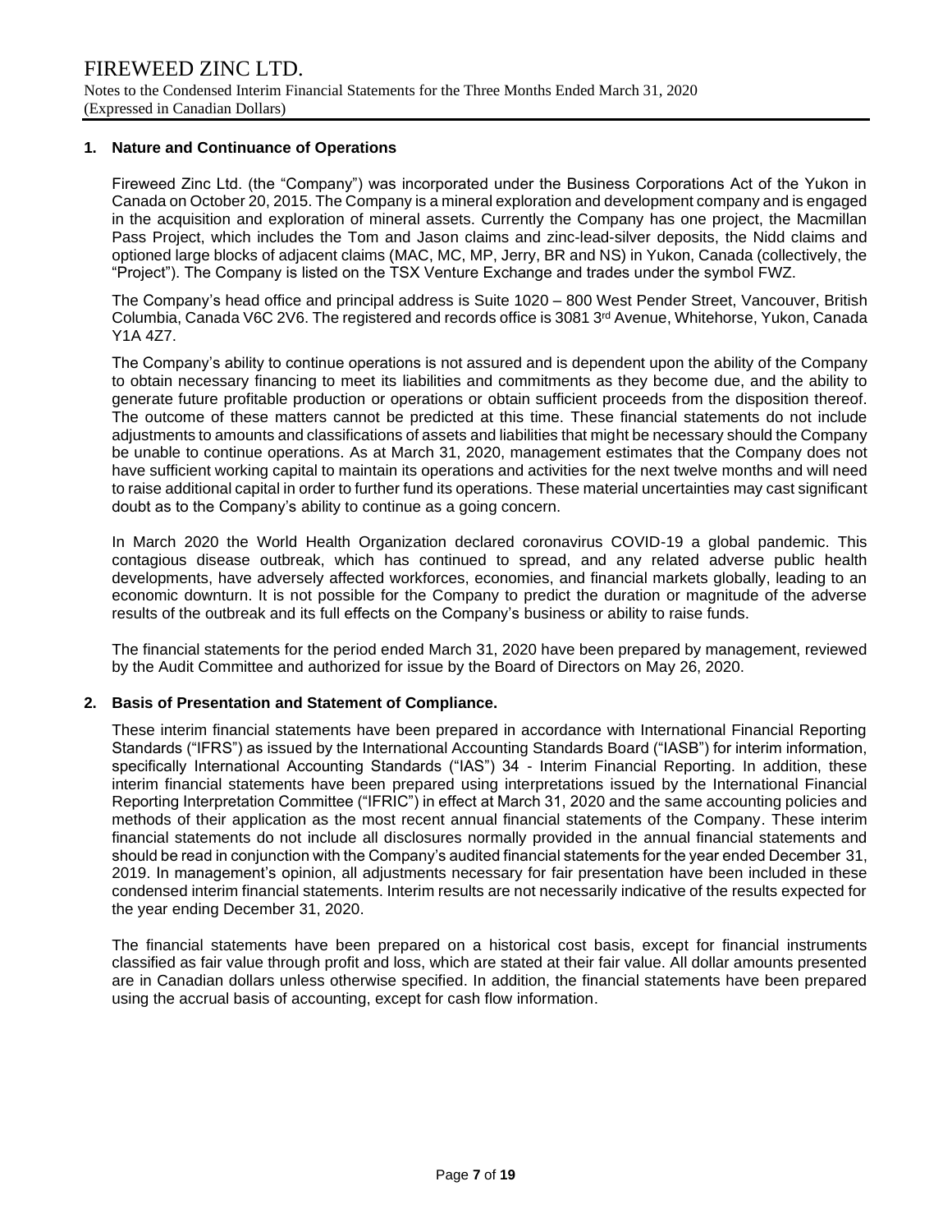## 1. Nature and Continuance of Operations

Fireweed Zinc Ltd. (the "Company") was incorporated under the Business Corporations Act of the Yukon in Canada on October 20, 2015. The Company is a mineral exploration and development company and is engaged in the acquisition and exploration of mineral assets. Currently the Company has one project, the Macmillan Pass Project, which includes the Tom and Jason claims and zinc-lead-silver deposits, the Nidd claims and optioned large blocks of adjacent claims (MAC, MC, MP, Jerry, BR and NS) in Yukon, Canada (collectively, the "Project"). The Company is listed on the TSX Venture Exchange and trades under the symbol FWZ.

The Company's head office and principal address is Suite 1020 – 800 West Pender Street, Vancouver, British Columbia, Canada V6C 2V6. The registered and records office is 3081 3rd Avenue, Whitehorse, Yukon, Canada Y1A 4Z7.

The Company's ability to continue operations is not assured and is dependent upon the ability of the Company to obtain necessary financing to meet its liabilities and commitments as they become due, and the ability to generate future profitable production or operations or obtain sufficient proceeds from the disposition thereof. The outcome of these matters cannot be predicted at this time. These financial statements do not include adjustments to amounts and classifications of assets and liabilities that might be necessary should the Company be unable to continue operations. As at March 31, 2020, management estimates that the Company does not have sufficient working capital to maintain its operations and activities for the next twelve months and will need to raise additional capital in order to further fund its operations. These material uncertainties may cast significant doubt as to the Company's ability to continue as a going concern.

In March 2020 the World Health Organization declared coronavirus COVID-19 a global pandemic. This contagious disease outbreak, which has continued to spread, and any related adverse public health developments, have adversely affected workforces, economies, and financial markets globally, leading to an economic downturn. It is not possible for the Company to predict the duration or magnitude of the adverse results of the outbreak and its full effects on the Company's business or ability to raise funds.

The financial statements for the period ended March 31, 2020 have been prepared by management, reviewed by the Audit Committee and authorized for issue by the Board of Directors on May 26, 2020.

## 2. Basis of Presentation and Statement of Compliance.

These interim financial statements have been prepared in accordance with International Financial Reporting Standards ("IFRS") as issued by the International Accounting Standards Board ("IASB") for interim information, specifically International Accounting Standards ("IAS") 34 - Interim Financial Reporting. In addition, these interim financial statements have been prepared using interpretations issued by the International Financial Reporting Interpretation Committee ("IFRIC") in effect at March 31, 2020 and the same accounting policies and methods of their application as the most recent annual financial statements of the Company. These interim financial statements do not include all disclosures normally provided in the annual financial statements and should be read in conjunction with the Company's audited financial statements for the year ended December 31, 2019. In management's opinion, all adjustments necessary for fair presentation have been included in these condensed interim financial statements. Interim results are not necessarily indicative of the results expected for the year ending December 31, 2020.

The financial statements have been prepared on a historical cost basis, except for financial instruments classified as fair value through profit and loss, which are stated at their fair value. All dollar amounts presented are in Canadian dollars unless otherwise specified. In addition, the financial statements have been prepared using the accrual basis of accounting, except for cash flow information.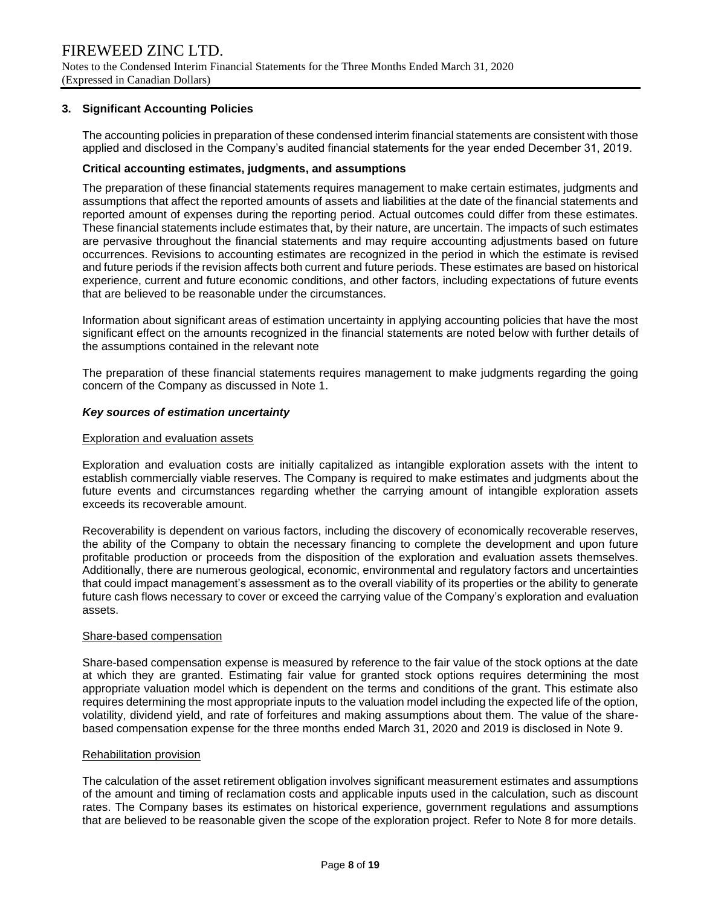## 3. Significant Accounting Policies

The accounting policies in preparation of these condensed interim financial statements are consistent with those applied and disclosed in the Company's audited financial statements for the year ended December 31, 2019.

### Critical accounting estimates, judgments, and assumptions

The preparation of these financial statements requires management to make certain estimates, judgments and assumptions that affect the reported amounts of assets and liabilities at the date of the financial statements and reported amount of expenses during the reporting period. Actual outcomes could differ from these estimates. These financial statements include estimates that, by their nature, are uncertain. The impacts of such estimates are pervasive throughout the financial statements and may require accounting adjustments based on future occurrences. Revisions to accounting estimates are recognized in the period in which the estimate is revised and future periods if the revision affects both current and future periods. These estimates are based on historical experience, current and future economic conditions, and other factors, including expectations of future events that are believed to be reasonable under the circumstances.

Information about significant areas of estimation uncertainty in applying accounting policies that have the most significant effect on the amounts recognized in the financial statements are noted below with further details of the assumptions contained in the relevant note

The preparation of these financial statements requires management to make judgments regarding the going concern of the Company as discussed in Note 1.

#### *Key sources of estimation uncertainty*

Exploration and evaluation assets

Exploration and evaluation costs are initially capitalized as intangible exploration assets with the intent to establish commercially viable reserves. The Company is required to make estimates and judgments about the future events and circumstances regarding whether the carrying amount of intangible exploration assets exceeds its recoverable amount.

Recoverability is dependent on various factors, including the discovery of economically recoverable reserves, the ability of the Company to obtain the necessary financing to complete the development and upon future profitable production or proceeds from the disposition of the exploration and evaluation assets themselves. Additionally, there are numerous geological, economic, environmental and regulatory factors and uncertainties that could impact management's assessment as to the overall viability of its properties or the ability to generate future cash flows necessary to cover or exceed the carrying value of the Company's exploration and evaluation assets.

Share-based compensation

Share-based compensation expense is measured by reference to the fair value of the stock options at the date at which they are granted. Estimating fair value for granted stock options requires determining the most appropriate valuation model which is dependent on the terms and conditions of the grant. This estimate also requires determining the most appropriate inputs to the valuation model including the expected life of the option, volatility, dividend yield, and rate of forfeitures and making assumptions about them. The value of the share-based compensation expense for the three months ended March 31, 2020 and 2019 is disclosed in Note 9.

Rehabilitation provision

The calculation of the asset retirement obligation involves significant measurement estimates and assumptions of the amount and timing of reclamation costs and applicable inputs used in the calculation, such as discount rates. The Company bases its estimates on historical experience, government regulations and assumptions that are believed to be reasonable given the scope of the exploration project. Refer to Note 8 for more details.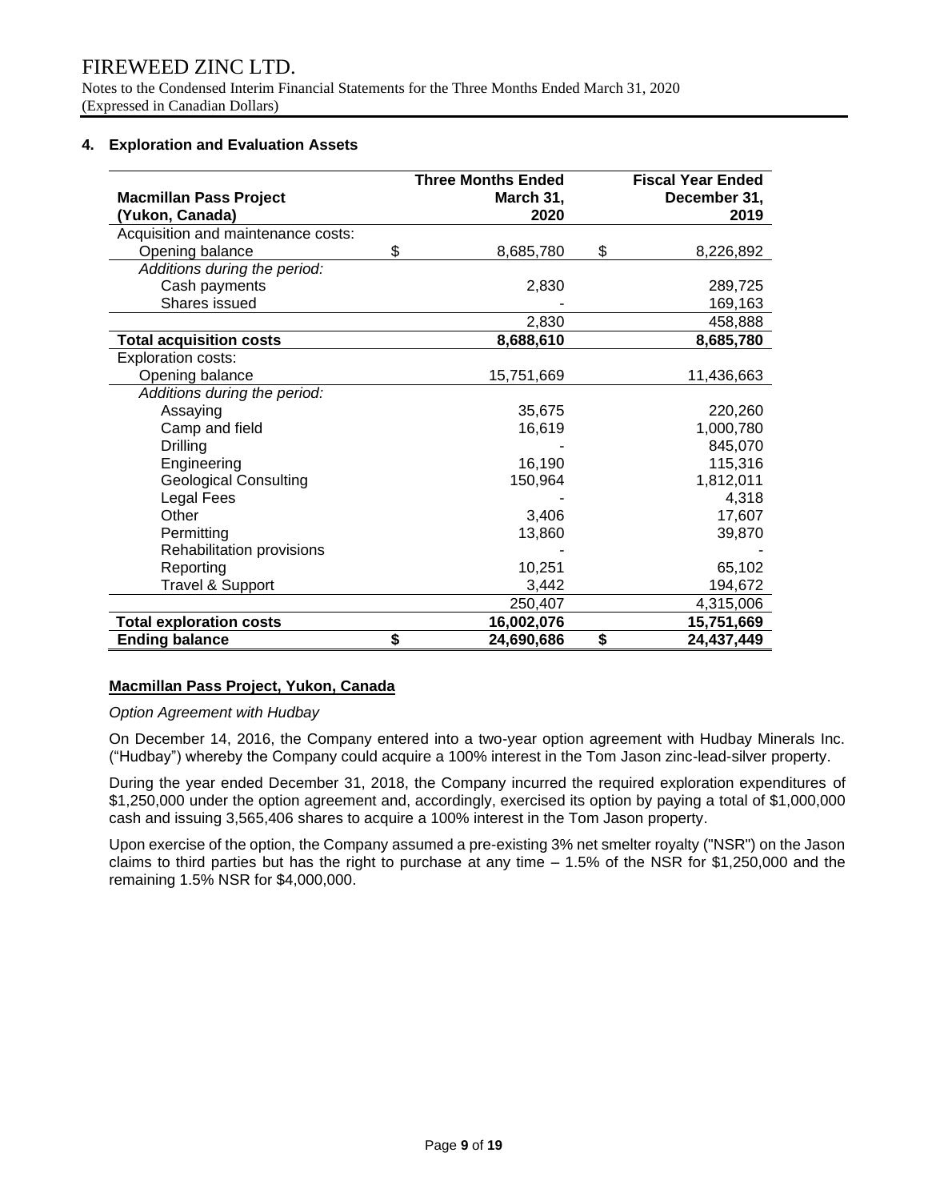FIREWEED ZINC LTD.

Notes to the Condensed Interim Financial Statements for the Three Months Ended March 31, 2020
(Expressed in Canadian Dollars)

## 4. Exploration and Evaluation Assets

| Macmillan Pass Project (Yukon, Canada) | Three Months Ended March 31, 2020 | Fiscal Year Ended December 31, 2019 |
|---|---|---|
| Acquisition and maintenance costs: | | |
| Opening balance | $ 8,685,780 | $ 8,226,892 |
| *Additions during the period:* | | |
| Cash payments | 2,830 | 289,725 |
| Shares issued | - | 169,163 |
| | 2,830 | 458,888 |
| **Total acquisition costs** | **8,688,610** | **8,685,780** |
| Exploration costs: | | |
| Opening balance | 15,751,669 | 11,436,663 |
| *Additions during the period:* | | |
| Assaying | 35,675 | 220,260 |
| Camp and field | 16,619 | 1,000,780 |
| Drilling | - | 845,070 |
| Engineering | 16,190 | 115,316 |
| Geological Consulting | 150,964 | 1,812,011 |
| Legal Fees | - | 4,318 |
| Other | 3,406 | 17,607 |
| Permitting | 13,860 | 39,870 |
| Rehabilitation provisions | - | - |
| Reporting | 10,251 | 65,102 |
| Travel & Support | 3,442 | 194,672 |
| | 250,407 | 4,315,006 |
| **Total exploration costs** | **16,002,076** | **15,751,669** |
| **Ending balance** | **$ 24,690,686** | **$ 24,437,449** |

**Macmillan Pass Project, Yukon, Canada**

*Option Agreement with Hudbay*

On December 14, 2016, the Company entered into a two-year option agreement with Hudbay Minerals Inc. ("Hudbay") whereby the Company could acquire a 100% interest in the Tom Jason zinc-lead-silver property.

During the year ended December 31, 2018, the Company incurred the required exploration expenditures of $1,250,000 under the option agreement and, accordingly, exercised its option by paying a total of $1,000,000 cash and issuing 3,565,406 shares to acquire a 100% interest in the Tom Jason property.

Upon exercise of the option, the Company assumed a pre-existing 3% net smelter royalty ("NSR") on the Jason claims to third parties but has the right to purchase at any time – 1.5% of the NSR for $1,250,000 and the remaining 1.5% NSR for $4,000,000.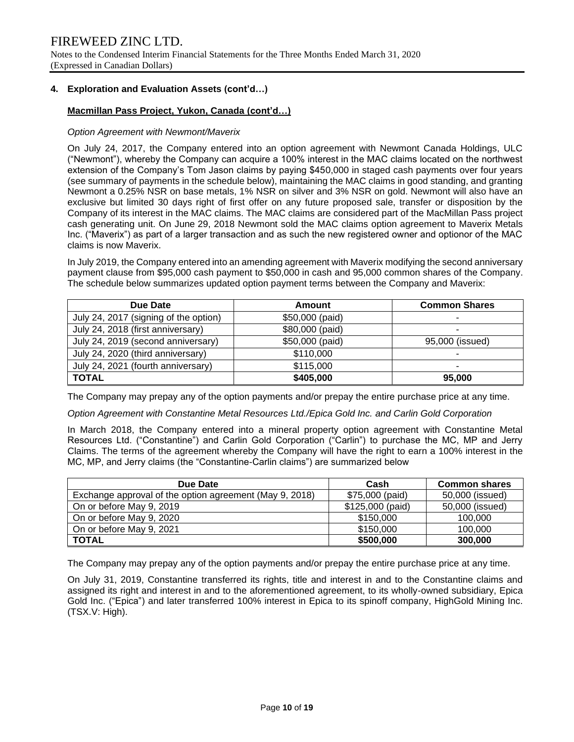## 4. Exploration and Evaluation Assets (cont'd…)

### Macmillan Pass Project, Yukon, Canada (cont'd…)

*Option Agreement with Newmont/Maverix*

On July 24, 2017, the Company entered into an option agreement with Newmont Canada Holdings, ULC ("Newmont"), whereby the Company can acquire a 100% interest in the MAC claims located on the northwest extension of the Company's Tom Jason claims by paying $450,000 in staged cash payments over four years (see summary of payments in the schedule below), maintaining the MAC claims in good standing, and granting Newmont a 0.25% NSR on base metals, 1% NSR on silver and 3% NSR on gold. Newmont will also have an exclusive but limited 30 days right of first offer on any future proposed sale, transfer or disposition by the Company of its interest in the MAC claims. The MAC claims are considered part of the MacMillan Pass project cash generating unit. On June 29, 2018 Newmont sold the MAC claims option agreement to Maverix Metals Inc. ("Maverix") as part of a larger transaction and as such the new registered owner and optionor of the MAC claims is now Maverix.

In July 2019, the Company entered into an amending agreement with Maverix modifying the second anniversary payment clause from $95,000 cash payment to $50,000 in cash and 95,000 common shares of the Company. The schedule below summarizes updated option payment terms between the Company and Maverix:

| Due Date | Amount | Common Shares |
|---|---|---|
| July 24, 2017 (signing of the option) | $50,000 (paid) | - |
| July 24, 2018 (first anniversary) | $80,000 (paid) | - |
| July 24, 2019 (second anniversary) | $50,000 (paid) | 95,000 (issued) |
| July 24, 2020 (third anniversary) | $110,000 | - |
| July 24, 2021 (fourth anniversary) | $115,000 | - |
| **TOTAL** | **$405,000** | **95,000** |

The Company may prepay any of the option payments and/or prepay the entire purchase price at any time.

*Option Agreement with Constantine Metal Resources Ltd./Epica Gold Inc. and Carlin Gold Corporation*

In March 2018, the Company entered into a mineral property option agreement with Constantine Metal Resources Ltd. ("Constantine") and Carlin Gold Corporation ("Carlin") to purchase the MC, MP and Jerry Claims. The terms of the agreement whereby the Company will have the right to earn a 100% interest in the MC, MP, and Jerry claims (the "Constantine-Carlin claims") are summarized below

| Due Date | Cash | Common shares |
|---|---|---|
| Exchange approval of the option agreement (May 9, 2018) | $75,000 (paid) | 50,000 (issued) |
| On or before May 9, 2019 | $125,000 (paid) | 50,000 (issued) |
| On or before May 9, 2020 | $150,000 | 100,000 |
| On or before May 9, 2021 | $150,000 | 100,000 |
| **TOTAL** | **$500,000** | **300,000** |

The Company may prepay any of the option payments and/or prepay the entire purchase price at any time.

On July 31, 2019, Constantine transferred its rights, title and interest in and to the Constantine claims and assigned its right and interest in and to the aforementioned agreement, to its wholly-owned subsidiary, Epica Gold Inc. ("Epica") and later transferred 100% interest in Epica to its spinoff company, HighGold Mining Inc. (TSX.V: High).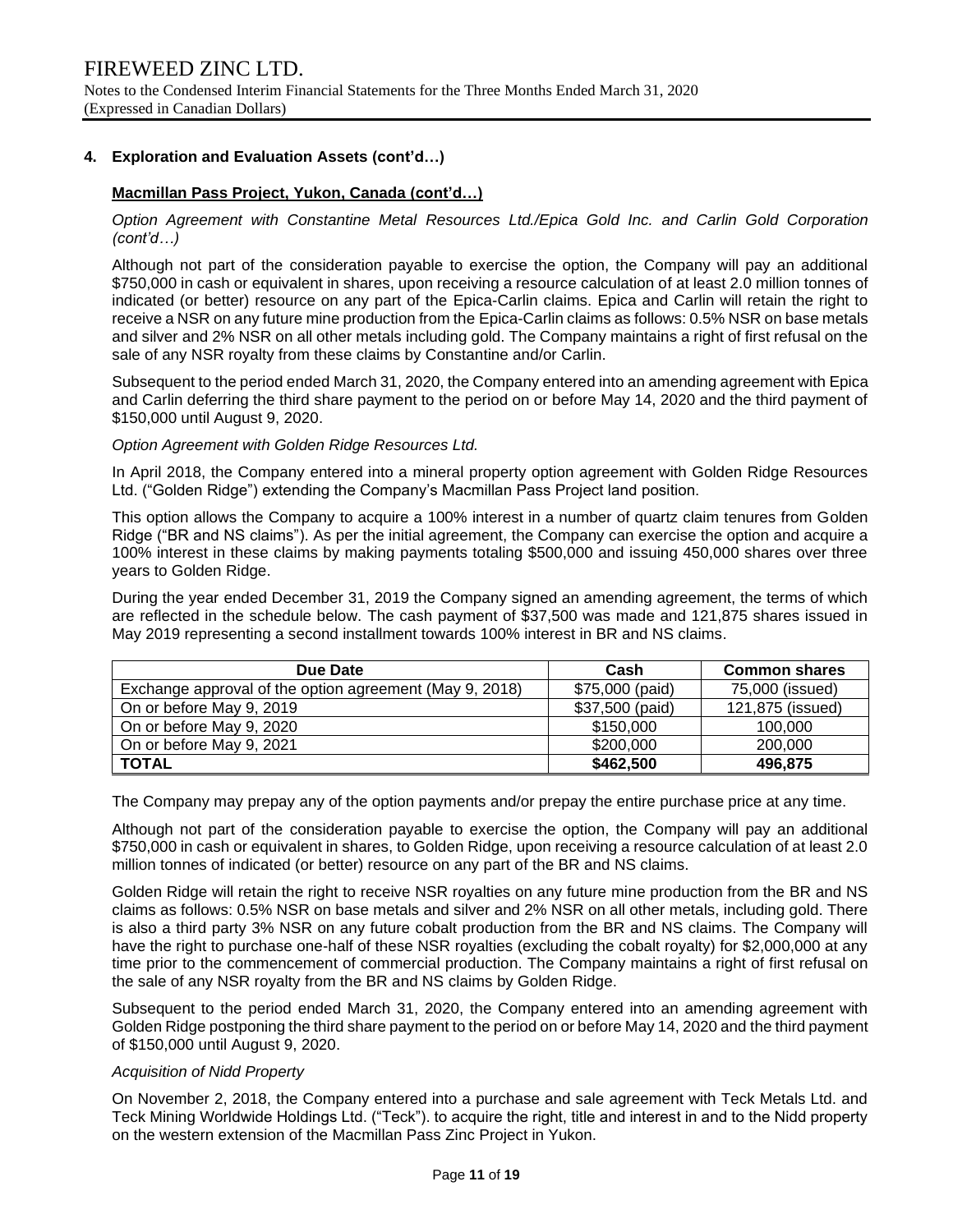### 4. Exploration and Evaluation Assets (cont'd…)

**Macmillan Pass Project, Yukon, Canada (cont'd…)**

*Option Agreement with Constantine Metal Resources Ltd./Epica Gold Inc. and Carlin Gold Corporation (cont'd…)*

Although not part of the consideration payable to exercise the option, the Company will pay an additional \$750,000 in cash or equivalent in shares, upon receiving a resource calculation of at least 2.0 million tonnes of indicated (or better) resource on any part of the Epica-Carlin claims. Epica and Carlin will retain the right to receive a NSR on any future mine production from the Epica-Carlin claims as follows: 0.5% NSR on base metals and silver and 2% NSR on all other metals including gold. The Company maintains a right of first refusal on the sale of any NSR royalty from these claims by Constantine and/or Carlin.

Subsequent to the period ended March 31, 2020, the Company entered into an amending agreement with Epica and Carlin deferring the third share payment to the period on or before May 14, 2020 and the third payment of \$150,000 until August 9, 2020.

*Option Agreement with Golden Ridge Resources Ltd.*

In April 2018, the Company entered into a mineral property option agreement with Golden Ridge Resources Ltd. ("Golden Ridge") extending the Company's Macmillan Pass Project land position.

This option allows the Company to acquire a 100% interest in a number of quartz claim tenures from Golden Ridge ("BR and NS claims"). As per the initial agreement, the Company can exercise the option and acquire a 100% interest in these claims by making payments totaling \$500,000 and issuing 450,000 shares over three years to Golden Ridge.

During the year ended December 31, 2019 the Company signed an amending agreement, the terms of which are reflected in the schedule below. The cash payment of \$37,500 was made and 121,875 shares issued in May 2019 representing a second installment towards 100% interest in BR and NS claims.

| Due Date | Cash | Common shares |
|---|---|---|
| Exchange approval of the option agreement (May 9, 2018) | \$75,000 (paid) | 75,000 (issued) |
| On or before May 9, 2019 | \$37,500 (paid) | 121,875 (issued) |
| On or before May 9, 2020 | \$150,000 | 100,000 |
| On or before May 9, 2021 | \$200,000 | 200,000 |
| **TOTAL** | **\$462,500** | **496,875** |

The Company may prepay any of the option payments and/or prepay the entire purchase price at any time.

Although not part of the consideration payable to exercise the option, the Company will pay an additional \$750,000 in cash or equivalent in shares, to Golden Ridge, upon receiving a resource calculation of at least 2.0 million tonnes of indicated (or better) resource on any part of the BR and NS claims.

Golden Ridge will retain the right to receive NSR royalties on any future mine production from the BR and NS claims as follows: 0.5% NSR on base metals and silver and 2% NSR on all other metals, including gold. There is also a third party 3% NSR on any future cobalt production from the BR and NS claims. The Company will have the right to purchase one-half of these NSR royalties (excluding the cobalt royalty) for \$2,000,000 at any time prior to the commencement of commercial production. The Company maintains a right of first refusal on the sale of any NSR royalty from the BR and NS claims by Golden Ridge.

Subsequent to the period ended March 31, 2020, the Company entered into an amending agreement with Golden Ridge postponing the third share payment to the period on or before May 14, 2020 and the third payment of \$150,000 until August 9, 2020.

*Acquisition of Nidd Property*

On November 2, 2018, the Company entered into a purchase and sale agreement with Teck Metals Ltd. and Teck Mining Worldwide Holdings Ltd. ("Teck"). to acquire the right, title and interest in and to the Nidd property on the western extension of the Macmillan Pass Zinc Project in Yukon.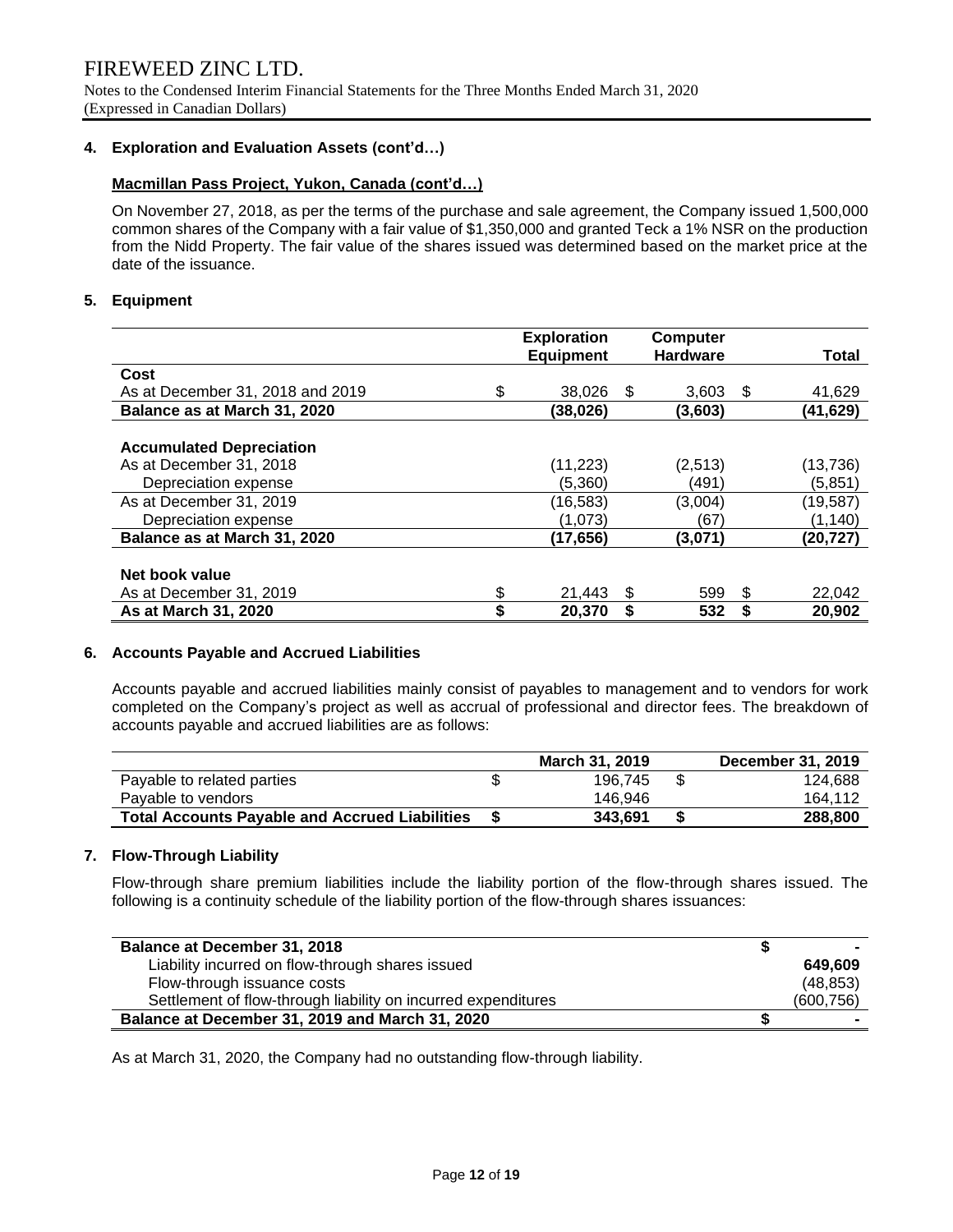## 4. Exploration and Evaluation Assets (cont'd…)

**Macmillan Pass Project, Yukon, Canada (cont'd…)**

On November 27, 2018, as per the terms of the purchase and sale agreement, the Company issued 1,500,000 common shares of the Company with a fair value of $1,350,000 and granted Teck a 1% NSR on the production from the Nidd Property. The fair value of the shares issued was determined based on the market price at the date of the issuance.

## 5. Equipment

| | Exploration Equipment | Computer Hardware | Total |
|---|---|---|---|
| **Cost** | | | |
| As at December 31, 2018 and 2019 | $ 38,026 | $ 3,603 | $ 41,629 |
| **Balance as at March 31, 2020** | **(38,026)** | **(3,603)** | **(41,629)** |
| | | | |
| **Accumulated Depreciation** | | | |
| As at December 31, 2018 | (11,223) | (2,513) | (13,736) |
| Depreciation expense | (5,360) | (491) | (5,851) |
| As at December 31, 2019 | (16,583) | (3,004) | (19,587) |
| Depreciation expense | (1,073) | (67) | (1,140) |
| **Balance as at March 31, 2020** | **(17,656)** | **(3,071)** | **(20,727)** |
| | | | |
| **Net book value** | | | |
| As at December 31, 2019 | $ 21,443 | $ 599 | $ 22,042 |
| **As at March 31, 2020** | **$ 20,370** | **$ 532** | **$ 20,902** |

## 6. Accounts Payable and Accrued Liabilities

Accounts payable and accrued liabilities mainly consist of payables to management and to vendors for work completed on the Company's project as well as accrual of professional and director fees. The breakdown of accounts payable and accrued liabilities are as follows:

| | March 31, 2019 | December 31, 2019 |
|---|---|---|
| Payable to related parties | $ 196,745 | $ 124,688 |
| Payable to vendors | 146,946 | 164,112 |
| **Total Accounts Payable and Accrued Liabilities** | **$ 343,691** | **$ 288,800** |

## 7. Flow-Through Liability

Flow-through share premium liabilities include the liability portion of the flow-through shares issued. The following is a continuity schedule of the liability portion of the flow-through shares issuances:

| | |
|---|---|
| **Balance at December 31, 2018** | **$ -** |
| Liability incurred on flow-through shares issued | **649,609** |
| Flow-through issuance costs | (48,853) |
| Settlement of flow-through liability on incurred expenditures | (600,756) |
| **Balance at December 31, 2019 and March 31, 2020** | **$ -** |

As at March 31, 2020, the Company had no outstanding flow-through liability.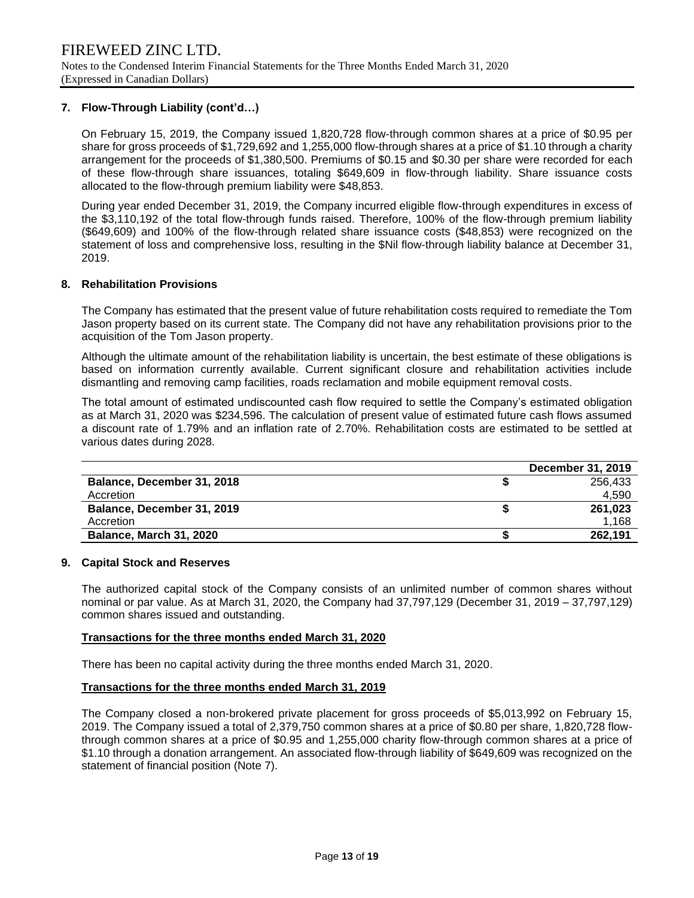## 7. Flow-Through Liability (cont'd…)

On February 15, 2019, the Company issued 1,820,728 flow-through common shares at a price of $0.95 per share for gross proceeds of $1,729,692 and 1,255,000 flow-through shares at a price of $1.10 through a charity arrangement for the proceeds of $1,380,500. Premiums of $0.15 and $0.30 per share were recorded for each of these flow-through share issuances, totaling $649,609 in flow-through liability. Share issuance costs allocated to the flow-through premium liability were $48,853.

During year ended December 31, 2019, the Company incurred eligible flow-through expenditures in excess of the $3,110,192 of the total flow-through funds raised. Therefore, 100% of the flow-through premium liability ($649,609) and 100% of the flow-through related share issuance costs ($48,853) were recognized on the statement of loss and comprehensive loss, resulting in the $Nil flow-through liability balance at December 31, 2019.

## 8. Rehabilitation Provisions

The Company has estimated that the present value of future rehabilitation costs required to remediate the Tom Jason property based on its current state. The Company did not have any rehabilitation provisions prior to the acquisition of the Tom Jason property.

Although the ultimate amount of the rehabilitation liability is uncertain, the best estimate of these obligations is based on information currently available. Current significant closure and rehabilitation activities include dismantling and removing camp facilities, roads reclamation and mobile equipment removal costs.

The total amount of estimated undiscounted cash flow required to settle the Company's estimated obligation as at March 31, 2020 was $234,596. The calculation of present value of estimated future cash flows assumed a discount rate of 1.79% and an inflation rate of 2.70%. Rehabilitation costs are estimated to be settled at various dates during 2028.

| | | December 31, 2019 |
|---|---|---|
| **Balance, December 31, 2018** | $ | 256,433 |
| Accretion | | 4,590 |
| **Balance, December 31, 2019** | **$** | **261,023** |
| Accretion | | 1,168 |
| **Balance, March 31, 2020** | **$** | **262,191** |

## 9. Capital Stock and Reserves

The authorized capital stock of the Company consists of an unlimited number of common shares without nominal or par value. As at March 31, 2020, the Company had 37,797,129 (December 31, 2019 – 37,797,129) common shares issued and outstanding.

**Transactions for the three months ended March 31, 2020**

There has been no capital activity during the three months ended March 31, 2020.

**Transactions for the three months ended March 31, 2019**

The Company closed a non-brokered private placement for gross proceeds of $5,013,992 on February 15, 2019. The Company issued a total of 2,379,750 common shares at a price of $0.80 per share, 1,820,728 flow-through common shares at a price of $0.95 and 1,255,000 charity flow-through common shares at a price of $1.10 through a donation arrangement. An associated flow-through liability of $649,609 was recognized on the statement of financial position (Note 7).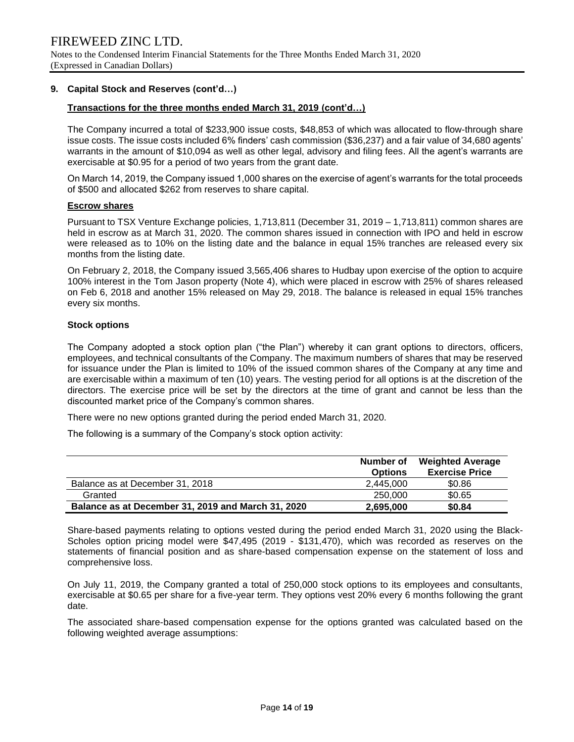## 9. Capital Stock and Reserves (cont'd…)

**Transactions for the three months ended March 31, 2019 (cont'd…)**

The Company incurred a total of $233,900 issue costs, $48,853 of which was allocated to flow-through share issue costs. The issue costs included 6% finders' cash commission ($36,237) and a fair value of 34,680 agents' warrants in the amount of $10,094 as well as other legal, advisory and filing fees. All the agent's warrants are exercisable at $0.95 for a period of two years from the grant date.

On March 14, 2019, the Company issued 1,000 shares on the exercise of agent's warrants for the total proceeds of $500 and allocated $262 from reserves to share capital.

**Escrow shares**

Pursuant to TSX Venture Exchange policies, 1,713,811 (December 31, 2019 – 1,713,811) common shares are held in escrow as at March 31, 2020. The common shares issued in connection with IPO and held in escrow were released as to 10% on the listing date and the balance in equal 15% tranches are released every six months from the listing date.

On February 2, 2018, the Company issued 3,565,406 shares to Hudbay upon exercise of the option to acquire 100% interest in the Tom Jason property (Note 4), which were placed in escrow with 25% of shares released on Feb 6, 2018 and another 15% released on May 29, 2018. The balance is released in equal 15% tranches every six months.

**Stock options**

The Company adopted a stock option plan ("the Plan") whereby it can grant options to directors, officers, employees, and technical consultants of the Company. The maximum numbers of shares that may be reserved for issuance under the Plan is limited to 10% of the issued common shares of the Company at any time and are exercisable within a maximum of ten (10) years. The vesting period for all options is at the discretion of the directors. The exercise price will be set by the directors at the time of grant and cannot be less than the discounted market price of the Company's common shares.

There were no new options granted during the period ended March 31, 2020.

The following is a summary of the Company's stock option activity:

| | Number of Options | Weighted Average Exercise Price |
|---|---|---|
| Balance as at December 31, 2018 | 2,445,000 | $0.86 |
| Granted | 250,000 | $0.65 |
| **Balance as at December 31, 2019 and March 31, 2020** | **2,695,000** | **$0.84** |

Share-based payments relating to options vested during the period ended March 31, 2020 using the Black-Scholes option pricing model were $47,495 (2019 - $131,470), which was recorded as reserves on the statements of financial position and as share-based compensation expense on the statement of loss and comprehensive loss.

On July 11, 2019, the Company granted a total of 250,000 stock options to its employees and consultants, exercisable at $0.65 per share for a five-year term. They options vest 20% every 6 months following the grant date.

The associated share-based compensation expense for the options granted was calculated based on the following weighted average assumptions: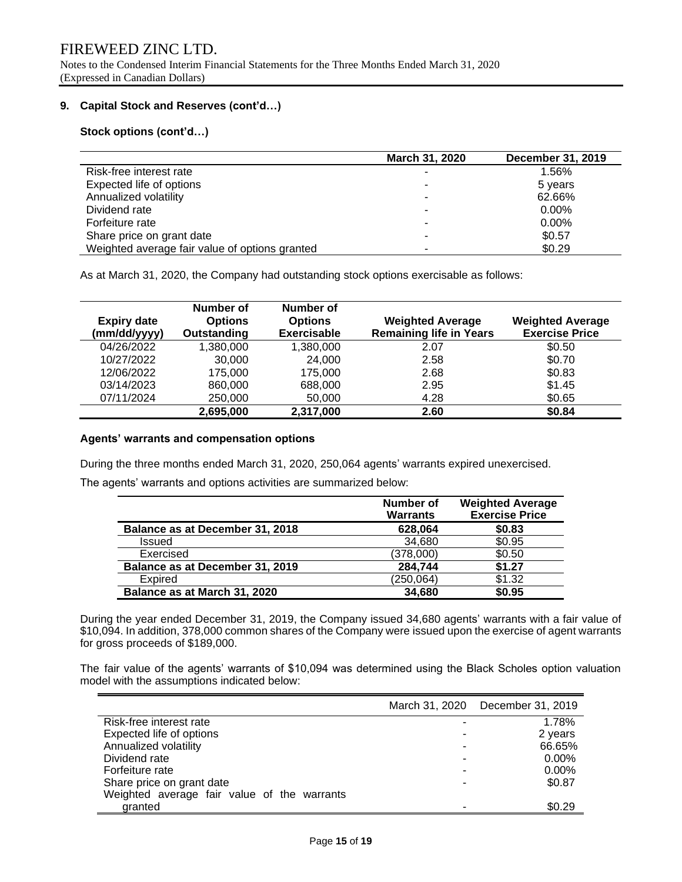FIREWEED ZINC LTD.

Notes to the Condensed Interim Financial Statements for the Three Months Ended March 31, 2020
(Expressed in Canadian Dollars)

**9. Capital Stock and Reserves (cont'd…)**

**Stock options (cont'd…)**

| | March 31, 2020 | December 31, 2019 |
|---|---|---|
| Risk-free interest rate | - | 1.56% |
| Expected life of options | - | 5 years |
| Annualized volatility | - | 62.66% |
| Dividend rate | - | 0.00% |
| Forfeiture rate | - | 0.00% |
| Share price on grant date | - | $0.57 |
| Weighted average fair value of options granted | - | $0.29 |

As at March 31, 2020, the Company had outstanding stock options exercisable as follows:

| Expiry date (mm/dd/yyyy) | Number of Options Outstanding | Number of Options Exercisable | Weighted Average Remaining life in Years | Weighted Average Exercise Price |
|---|---|---|---|---|
| 04/26/2022 | 1,380,000 | 1,380,000 | 2.07 | $0.50 |
| 10/27/2022 | 30,000 | 24,000 | 2.58 | $0.70 |
| 12/06/2022 | 175,000 | 175,000 | 2.68 | $0.83 |
| 03/14/2023 | 860,000 | 688,000 | 2.95 | $1.45 |
| 07/11/2024 | 250,000 | 50,000 | 4.28 | $0.65 |
| | **2,695,000** | **2,317,000** | **2.60** | **$0.84** |

**Agents' warrants and compensation options**

During the three months ended March 31, 2020, 250,064 agents' warrants expired unexercised.

The agents' warrants and options activities are summarized below:

| | Number of Warrants | Weighted Average Exercise Price |
|---|---|---|
| **Balance as at December 31, 2018** | **628,064** | **$0.83** |
| Issued | 34,680 | $0.95 |
| Exercised | (378,000) | $0.50 |
| **Balance as at December 31, 2019** | **284,744** | **$1.27** |
| Expired | (250,064) | $1.32 |
| **Balance as at March 31, 2020** | **34,680** | **$0.95** |

During the year ended December 31, 2019, the Company issued 34,680 agents' warrants with a fair value of $10,094. In addition, 378,000 common shares of the Company were issued upon the exercise of agent warrants for gross proceeds of $189,000.

The fair value of the agents' warrants of $10,094 was determined using the Black Scholes option valuation model with the assumptions indicated below:

| | March 31, 2020 | December 31, 2019 |
|---|---|---|
| Risk-free interest rate | - | 1.78% |
| Expected life of options | - | 2 years |
| Annualized volatility | - | 66.65% |
| Dividend rate | - | 0.00% |
| Forfeiture rate | - | 0.00% |
| Share price on grant date | - | $0.87 |
| Weighted average fair value of the warrants granted | - | $0.29 |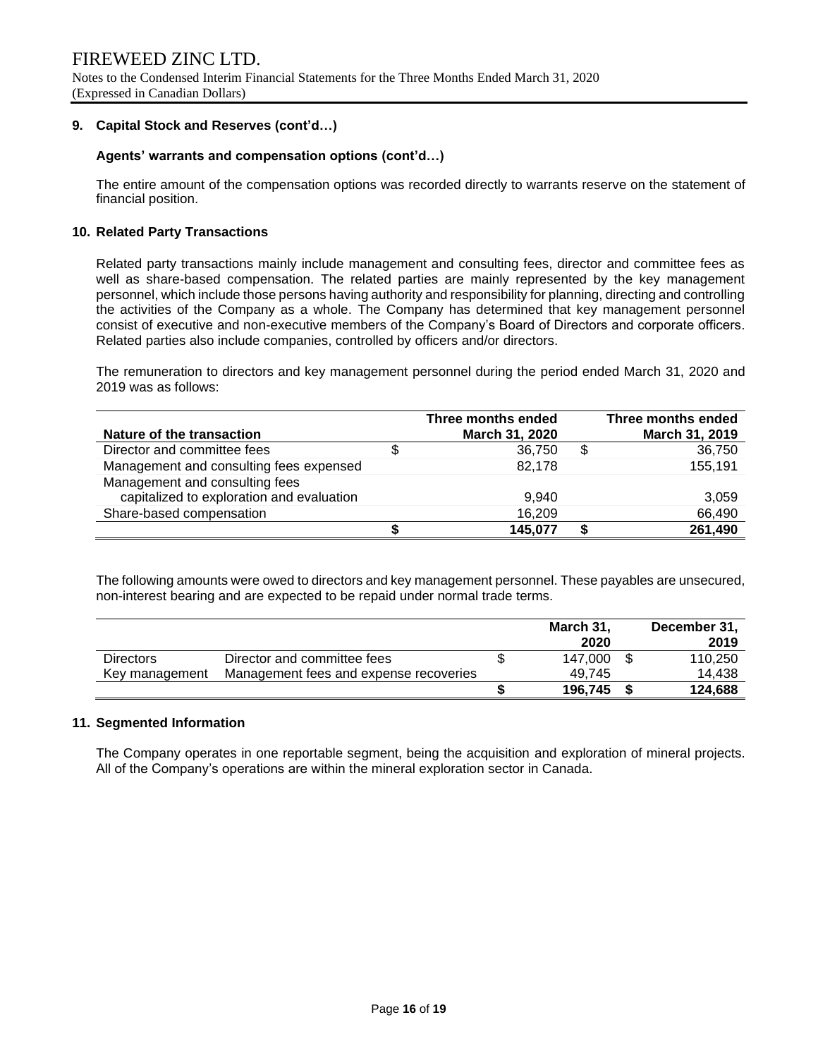## 9. Capital Stock and Reserves (cont'd…)

### Agents' warrants and compensation options (cont'd…)

The entire amount of the compensation options was recorded directly to warrants reserve on the statement of financial position.

## 10. Related Party Transactions

Related party transactions mainly include management and consulting fees, director and committee fees as well as share-based compensation. The related parties are mainly represented by the key management personnel, which include those persons having authority and responsibility for planning, directing and controlling the activities of the Company as a whole. The Company has determined that key management personnel consist of executive and non-executive members of the Company's Board of Directors and corporate officers. Related parties also include companies, controlled by officers and/or directors.

The remuneration to directors and key management personnel during the period ended March 31, 2020 and 2019 was as follows:

| Nature of the transaction | Three months ended March 31, 2020 | Three months ended March 31, 2019 |
|---|---|---|
| Director and committee fees | $ 36,750 | $ 36,750 |
| Management and consulting fees expensed | 82,178 | 155,191 |
| Management and consulting fees capitalized to exploration and evaluation | 9,940 | 3,059 |
| Share-based compensation | 16,209 | 66,490 |
| | **$ 145,077** | **$ 261,490** |

The following amounts were owed to directors and key management personnel. These payables are unsecured, non-interest bearing and are expected to be repaid under normal trade terms.

| | | March 31, 2020 | December 31, 2019 |
|---|---|---|---|
| Directors | Director and committee fees | $ 147,000 | $ 110,250 |
| Key management | Management fees and expense recoveries | 49,745 | 14,438 |
| | | **$ 196,745** | **$ 124,688** |

## 11. Segmented Information

The Company operates in one reportable segment, being the acquisition and exploration of mineral projects. All of the Company's operations are within the mineral exploration sector in Canada.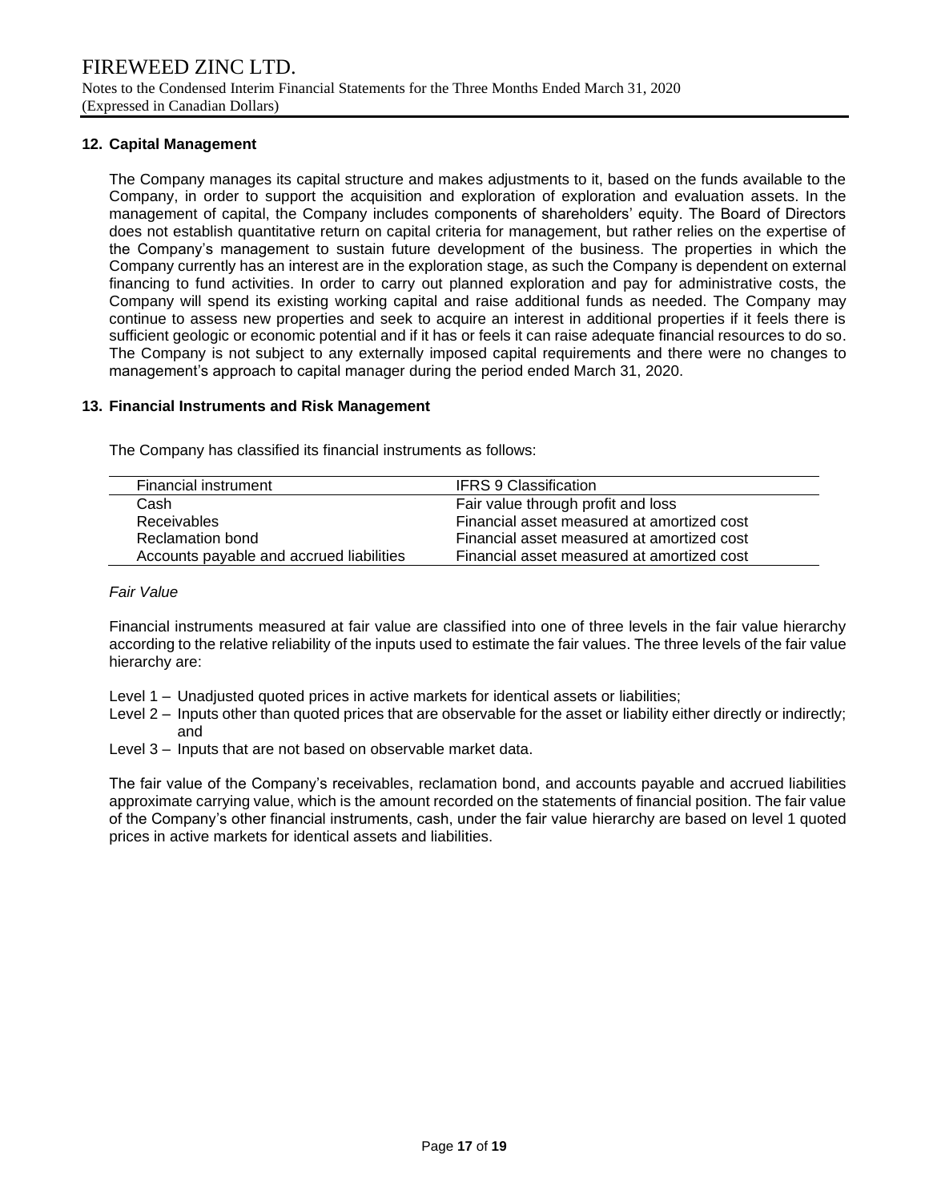## 12. Capital Management

The Company manages its capital structure and makes adjustments to it, based on the funds available to the Company, in order to support the acquisition and exploration of exploration and evaluation assets. In the management of capital, the Company includes components of shareholders' equity. The Board of Directors does not establish quantitative return on capital criteria for management, but rather relies on the expertise of the Company's management to sustain future development of the business. The properties in which the Company currently has an interest are in the exploration stage, as such the Company is dependent on external financing to fund activities. In order to carry out planned exploration and pay for administrative costs, the Company will spend its existing working capital and raise additional funds as needed. The Company may continue to assess new properties and seek to acquire an interest in additional properties if it feels there is sufficient geologic or economic potential and if it has or feels it can raise adequate financial resources to do so. The Company is not subject to any externally imposed capital requirements and there were no changes to management's approach to capital manager during the period ended March 31, 2020.

## 13. Financial Instruments and Risk Management

The Company has classified its financial instruments as follows:

| Financial instrument | IFRS 9 Classification |
|---|---|
| Cash | Fair value through profit and loss |
| Receivables | Financial asset measured at amortized cost |
| Reclamation bond | Financial asset measured at amortized cost |
| Accounts payable and accrued liabilities | Financial asset measured at amortized cost |

*Fair Value*

Financial instruments measured at fair value are classified into one of three levels in the fair value hierarchy according to the relative reliability of the inputs used to estimate the fair values. The three levels of the fair value hierarchy are:

Level 1 – Unadjusted quoted prices in active markets for identical assets or liabilities;

Level 2 – Inputs other than quoted prices that are observable for the asset or liability either directly or indirectly; and

Level 3 – Inputs that are not based on observable market data.

The fair value of the Company's receivables, reclamation bond, and accounts payable and accrued liabilities approximate carrying value, which is the amount recorded on the statements of financial position. The fair value of the Company's other financial instruments, cash, under the fair value hierarchy are based on level 1 quoted prices in active markets for identical assets and liabilities.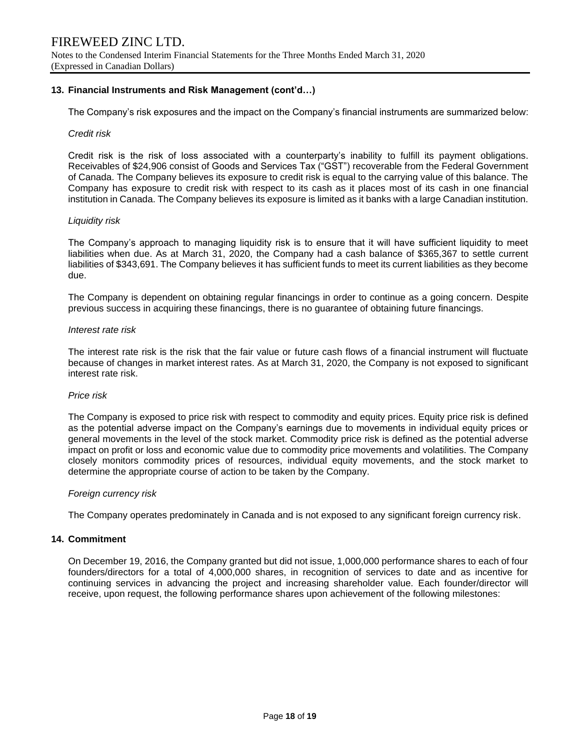## 13. Financial Instruments and Risk Management (cont'd…)

The Company's risk exposures and the impact on the Company's financial instruments are summarized below:

*Credit risk*

Credit risk is the risk of loss associated with a counterparty's inability to fulfill its payment obligations. Receivables of $24,906 consist of Goods and Services Tax ("GST") recoverable from the Federal Government of Canada. The Company believes its exposure to credit risk is equal to the carrying value of this balance. The Company has exposure to credit risk with respect to its cash as it places most of its cash in one financial institution in Canada. The Company believes its exposure is limited as it banks with a large Canadian institution.

*Liquidity risk*

The Company's approach to managing liquidity risk is to ensure that it will have sufficient liquidity to meet liabilities when due. As at March 31, 2020, the Company had a cash balance of $365,367 to settle current liabilities of $343,691. The Company believes it has sufficient funds to meet its current liabilities as they become due.

The Company is dependent on obtaining regular financings in order to continue as a going concern. Despite previous success in acquiring these financings, there is no guarantee of obtaining future financings.

*Interest rate risk*

The interest rate risk is the risk that the fair value or future cash flows of a financial instrument will fluctuate because of changes in market interest rates. As at March 31, 2020, the Company is not exposed to significant interest rate risk.

*Price risk*

The Company is exposed to price risk with respect to commodity and equity prices. Equity price risk is defined as the potential adverse impact on the Company's earnings due to movements in individual equity prices or general movements in the level of the stock market. Commodity price risk is defined as the potential adverse impact on profit or loss and economic value due to commodity price movements and volatilities. The Company closely monitors commodity prices of resources, individual equity movements, and the stock market to determine the appropriate course of action to be taken by the Company.

*Foreign currency risk*

The Company operates predominately in Canada and is not exposed to any significant foreign currency risk.

## 14. Commitment

On December 19, 2016, the Company granted but did not issue, 1,000,000 performance shares to each of four founders/directors for a total of 4,000,000 shares, in recognition of services to date and as incentive for continuing services in advancing the project and increasing shareholder value. Each founder/director will receive, upon request, the following performance shares upon achievement of the following milestones: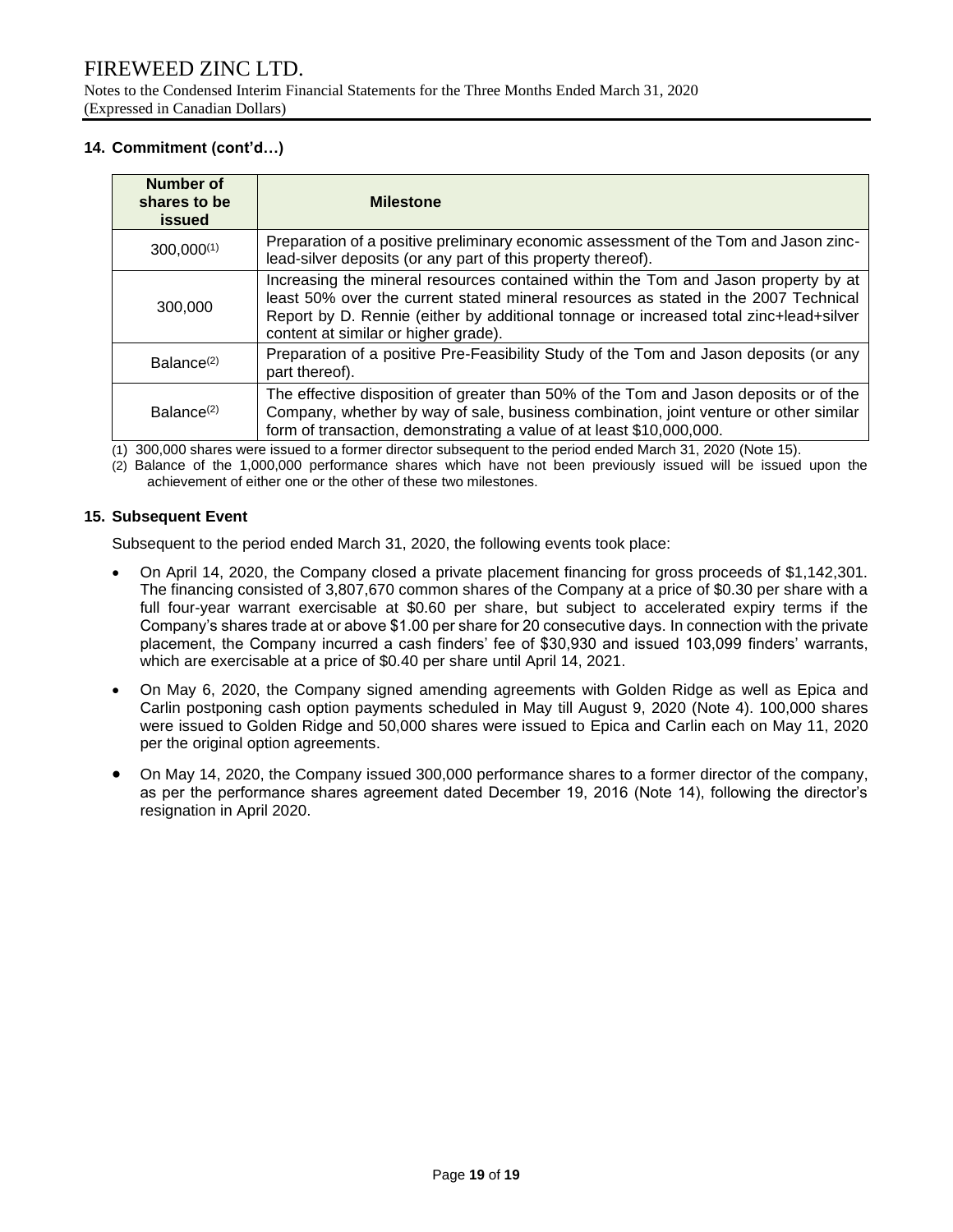## 14. Commitment (cont'd…)

| Number of shares to be issued | Milestone |
|---|---|
| 300,000[(1)] | Preparation of a positive preliminary economic assessment of the Tom and Jason zinc-lead-silver deposits (or any part of this property thereof). |
| 300,000 | Increasing the mineral resources contained within the Tom and Jason property by at least 50% over the current stated mineral resources as stated in the 2007 Technical Report by D. Rennie (either by additional tonnage or increased total zinc+lead+silver content at similar or higher grade). |
| Balance[(2)] | Preparation of a positive Pre-Feasibility Study of the Tom and Jason deposits (or any part thereof). |
| Balance[(2)] | The effective disposition of greater than 50% of the Tom and Jason deposits or of the Company, whether by way of sale, business combination, joint venture or other similar form of transaction, demonstrating a value of at least $10,000,000. |

(1) 300,000 shares were issued to a former director subsequent to the period ended March 31, 2020 (Note 15).

(2) Balance of the 1,000,000 performance shares which have not been previously issued will be issued upon the achievement of either one or the other of these two milestones.

## 15. Subsequent Event

Subsequent to the period ended March 31, 2020, the following events took place:

- On April 14, 2020, the Company closed a private placement financing for gross proceeds of $1,142,301. The financing consisted of 3,807,670 common shares of the Company at a price of $0.30 per share with a full four-year warrant exercisable at $0.60 per share, but subject to accelerated expiry terms if the Company's shares trade at or above $1.00 per share for 20 consecutive days. In connection with the private placement, the Company incurred a cash finders' fee of $30,930 and issued 103,099 finders' warrants, which are exercisable at a price of $0.40 per share until April 14, 2021.
- On May 6, 2020, the Company signed amending agreements with Golden Ridge as well as Epica and Carlin postponing cash option payments scheduled in May till August 9, 2020 (Note 4). 100,000 shares were issued to Golden Ridge and 50,000 shares were issued to Epica and Carlin each on May 11, 2020 per the original option agreements.
- On May 14, 2020, the Company issued 300,000 performance shares to a former director of the company, as per the performance shares agreement dated December 19, 2016 (Note 14), following the director's resignation in April 2020.